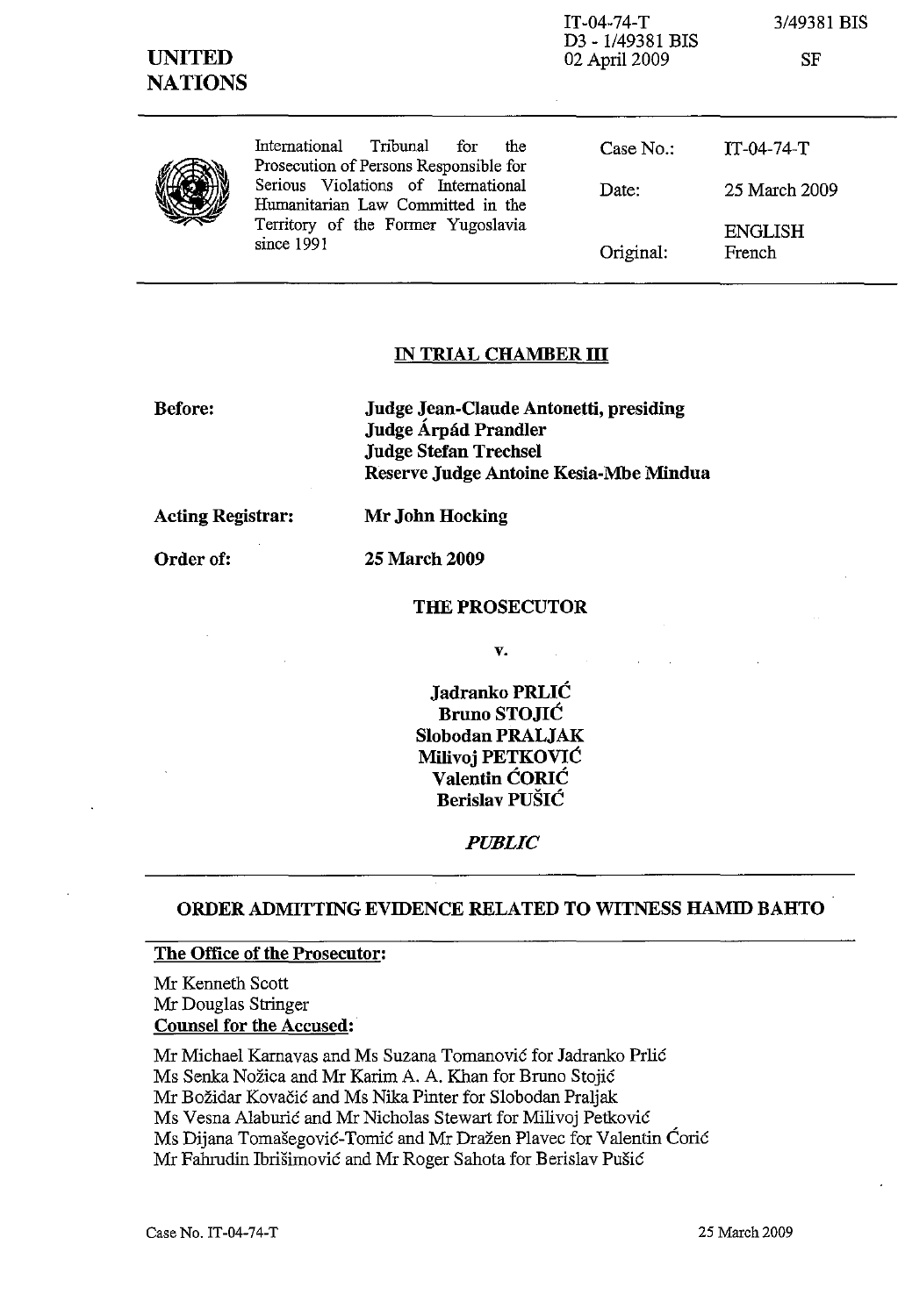IT-04-74-T
D3 - 1/49381 BIS
02 April 2009

3/49381 BIS

SF

**UNITED NATIONS**

| International Tribunal for the Prosecution of Persons Responsible for Serious Violations of International Humanitarian Law Committed in the Territory of the Former Yugoslavia since 1991 | Case No.: | IT-04-74-T |
|---|---|---|
| | Date: | 25 March 2009 |
| | Original: | ENGLISH French |

## IN TRIAL CHAMBER III

**Before:** **Judge Jean-Claude Antonetti, presiding**
**Judge Árpád Prandler**
**Judge Stefan Trechsel**
**Reserve Judge Antoine Kesia-Mbe Mindua**

**Acting Registrar:** **Mr John Hocking**

**Order of:** **25 March 2009**

**THE PROSECUTOR**

**v.**

**Jadranko PRLIĆ**
**Bruno STOJIĆ**
**Slobodan PRALJAK**
**Milivoj PETKOVIĆ**
**Valentin ĆORIĆ**
**Berislav PUŠIĆ**

***PUBLIC***

## ORDER ADMITTING EVIDENCE RELATED TO WITNESS HAMID BAHTO

**The Office of the Prosecutor:**

Mr Kenneth Scott
Mr Douglas Stringer

**Counsel for the Accused:**

Mr Michael Karnavas and Ms Suzana Tomanović for Jadranko Prlić
Ms Senka Nožica and Mr Karim A. A. Khan for Bruno Stojić
Mr Božidar Kovačić and Ms Nika Pinter for Slobodan Praljak
Ms Vesna Alaburić and Mr Nicholas Stewart for Milivoj Petković
Ms Dijana Tomašegović-Tomić and Mr Dražen Plavec for Valentin Ćorić
Mr Fahrudin Ibrišimović and Mr Roger Sahota for Berislav Pušić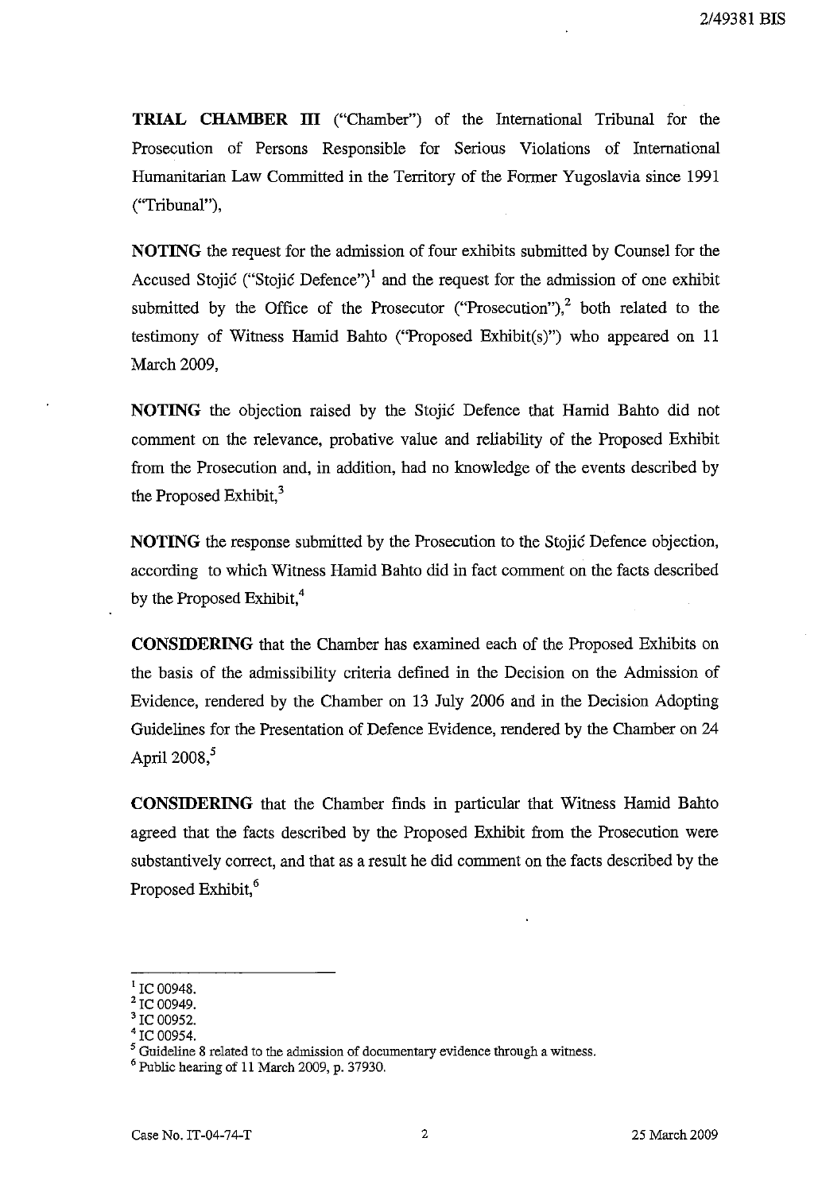**TRIAL CHAMBER III** ("Chamber") of the International Tribunal for the Prosecution of Persons Responsible for Serious Violations of International Humanitarian Law Committed in the Territory of the Former Yugoslavia since 1991 ("Tribunal"),

**NOTING** the request for the admission of four exhibits submitted by Counsel for the Accused Stojić ("Stojić Defence")[1] and the request for the admission of one exhibit submitted by the Office of the Prosecutor ("Prosecution"),[2] both related to the testimony of Witness Hamid Bahto ("Proposed Exhibit(s)") who appeared on 11 March 2009,

**NOTING** the objection raised by the Stojić Defence that Hamid Bahto did not comment on the relevance, probative value and reliability of the Proposed Exhibit from the Prosecution and, in addition, had no knowledge of the events described by the Proposed Exhibit,[3]

**NOTING** the response submitted by the Prosecution to the Stojić Defence objection, according to which Witness Hamid Bahto did in fact comment on the facts described by the Proposed Exhibit,[4]

**CONSIDERING** that the Chamber has examined each of the Proposed Exhibits on the basis of the admissibility criteria defined in the Decision on the Admission of Evidence, rendered by the Chamber on 13 July 2006 and in the Decision Adopting Guidelines for the Presentation of Defence Evidence, rendered by the Chamber on 24 April 2008,[5]

**CONSIDERING** that the Chamber finds in particular that Witness Hamid Bahto agreed that the facts described by the Proposed Exhibit from the Prosecution were substantively correct, and that as a result he did comment on the facts described by the Proposed Exhibit,[6]

---

[1] IC 00948.
[2] IC 00949.
[3] IC 00952.
[4] IC 00954.
[5] Guideline 8 related to the admission of documentary evidence through a witness.
[6] Public hearing of 11 March 2009, p. 37930.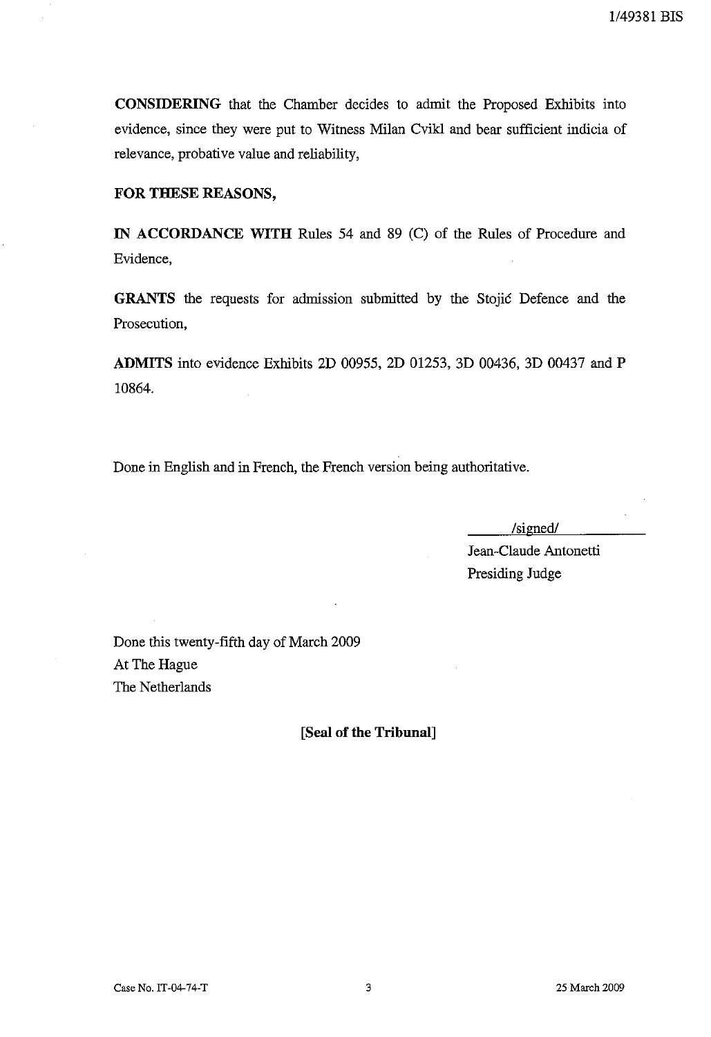**CONSIDERING** that the Chamber decides to admit the Proposed Exhibits into evidence, since they were put to Witness Milan Cvikl and bear sufficient indicia of relevance, probative value and reliability,

**FOR THESE REASONS,**

**IN ACCORDANCE WITH** Rules 54 and 89 (C) of the Rules of Procedure and Evidence,

**GRANTS** the requests for admission submitted by the Stojić Defence and the Prosecution,

**ADMITS** into evidence Exhibits 2D 00955, 2D 01253, 3D 00436, 3D 00437 and P 10864.

Done in English and in French, the French version being authoritative.

/signed/

Jean-Claude Antonetti

Presiding Judge

Done this twenty-fifth day of March 2009

At The Hague

The Netherlands

**[Seal of the Tribunal]**